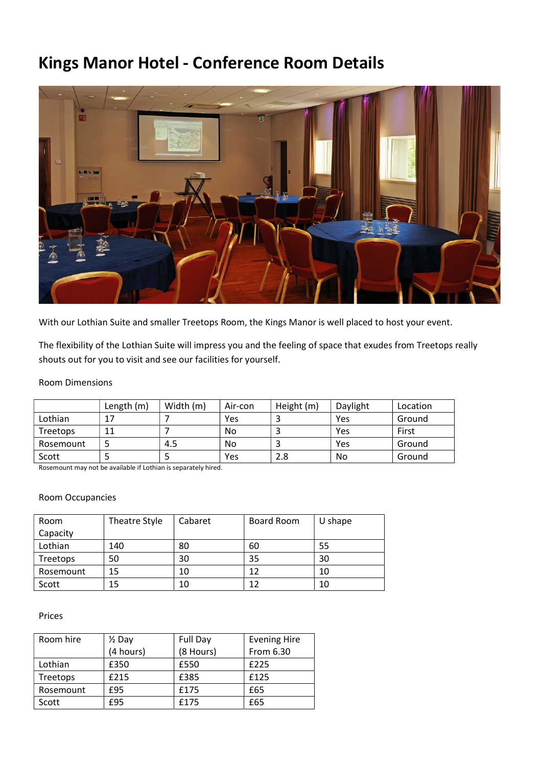# Kings Manor Hotel - Conference Room Details

With our Lothian Suite and smaller Treetops Room, the Kings Manor is well placed to host your event.

The flexibility of the Lothian Suite will impress you and the feeling of space that exudes from Treetops really shouts out for you to visit and see our facilities for yourself.

Room Dimensions

| | Length (m) | Width (m) | Air-con | Height (m) | Daylight | Location |
|---|---|---|---|---|---|---|
| Lothian | 17 | 7 | Yes | 3 | Yes | Ground |
| Treetops | 11 | 7 | No | 3 | Yes | First |
| Rosemount | 5 | 4.5 | No | 3 | Yes | Ground |
| Scott | 5 | 5 | Yes | 2.8 | No | Ground |

Rosemount may not be available if Lothian is separately hired.

Room Occupancies

| Room Capacity | Theatre Style | Cabaret | Board Room | U shape |
|---|---|---|---|---|
| Lothian | 140 | 80 | 60 | 55 |
| Treetops | 50 | 30 | 35 | 30 |
| Rosemount | 15 | 10 | 12 | 10 |
| Scott | 15 | 10 | 12 | 10 |

Prices

| Room hire | ½ Day (4 hours) | Full Day (8 Hours) | Evening Hire From 6.30 |
|---|---|---|---|
| Lothian | £350 | £550 | £225 |
| Treetops | £215 | £385 | £125 |
| Rosemount | £95 | £175 | £65 |
| Scott | £95 | £175 | £65 |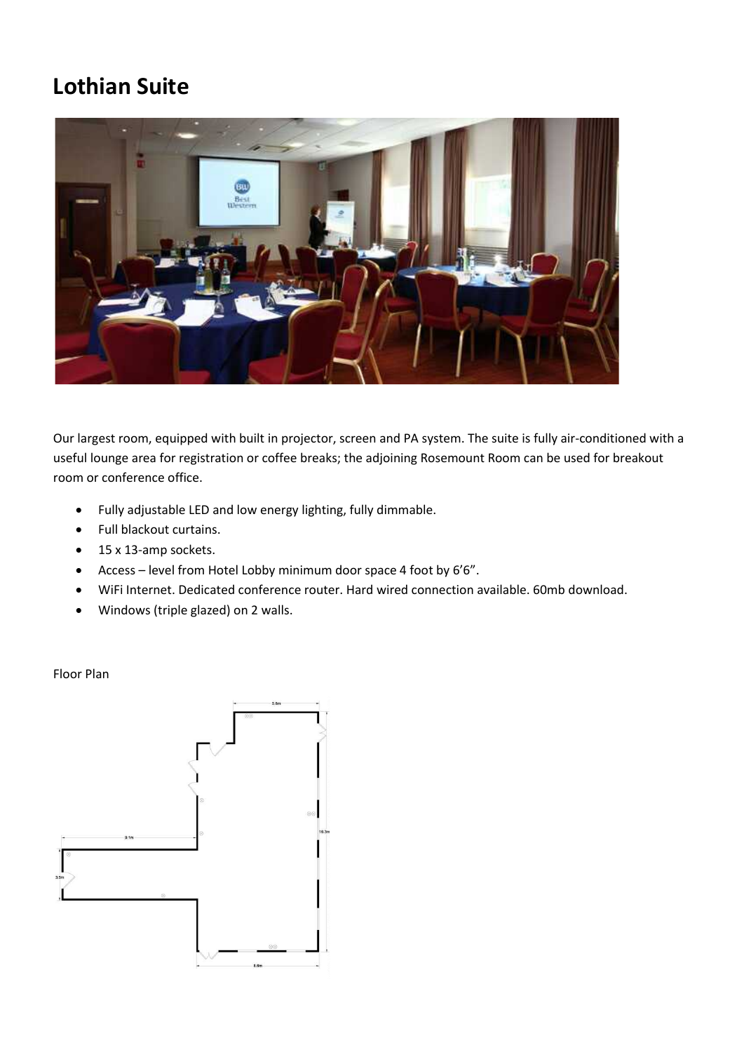# Lothian Suite

Our largest room, equipped with built in projector, screen and PA system. The suite is fully air-conditioned with a useful lounge area for registration or coffee breaks; the adjoining Rosemount Room can be used for breakout room or conference office.

- Fully adjustable LED and low energy lighting, fully dimmable.
- Full blackout curtains.
- 15 x 13-amp sockets.
- Access – level from Hotel Lobby minimum door space 4 foot by 6'6".
- WiFi Internet. Dedicated conference router. Hard wired connection available. 60mb download.
- Windows (triple glazed) on 2 walls.

Floor Plan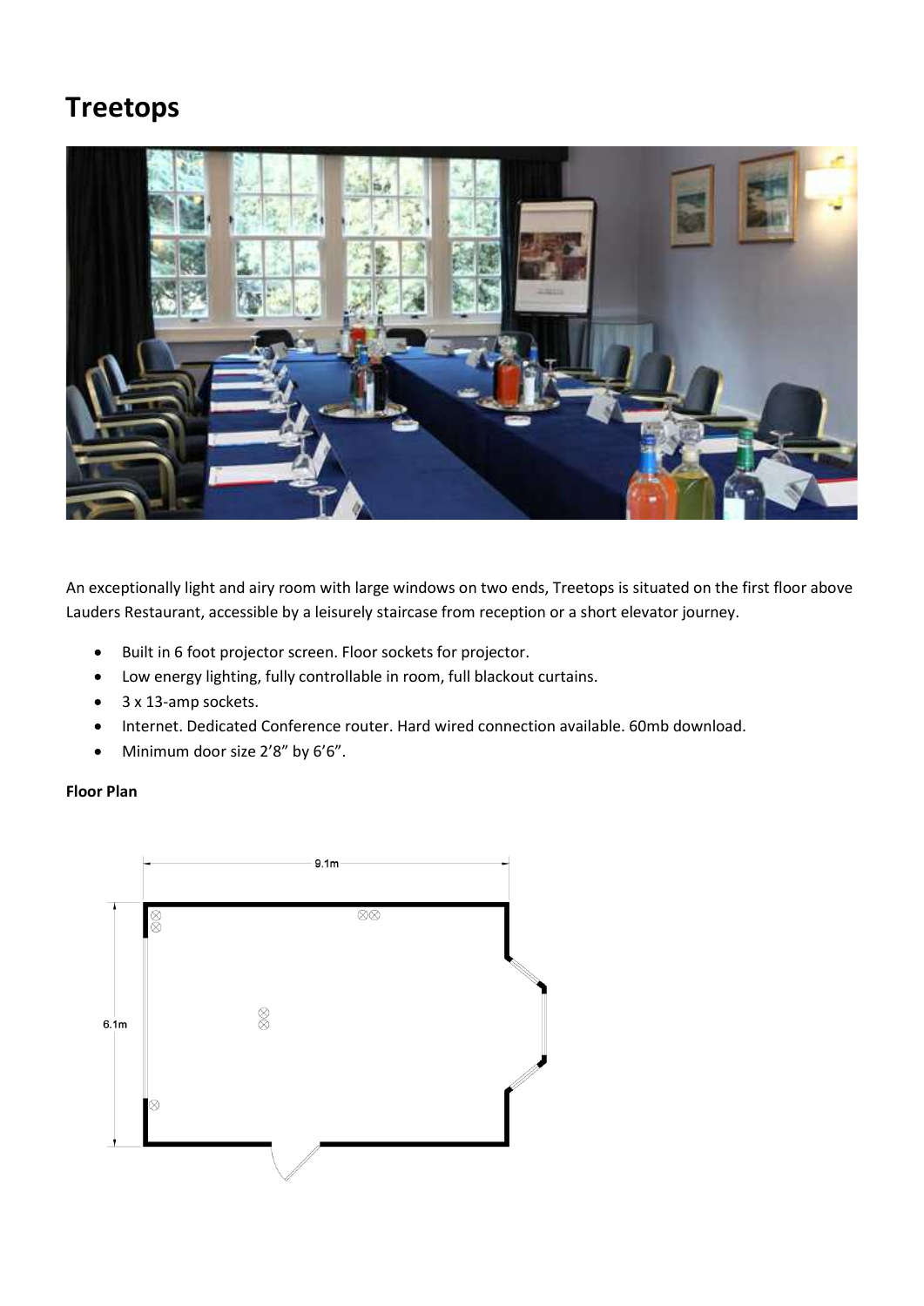# Treetops

An exceptionally light and airy room with large windows on two ends, Treetops is situated on the first floor above Lauders Restaurant, accessible by a leisurely staircase from reception or a short elevator journey.

- Built in 6 foot projector screen. Floor sockets for projector.
- Low energy lighting, fully controllable in room, full blackout curtains.
- 3 x 13-amp sockets.
- Internet. Dedicated Conference router. Hard wired connection available. 60mb download.
- Minimum door size 2'8" by 6'6".

**Floor Plan**

9.1m

6.1m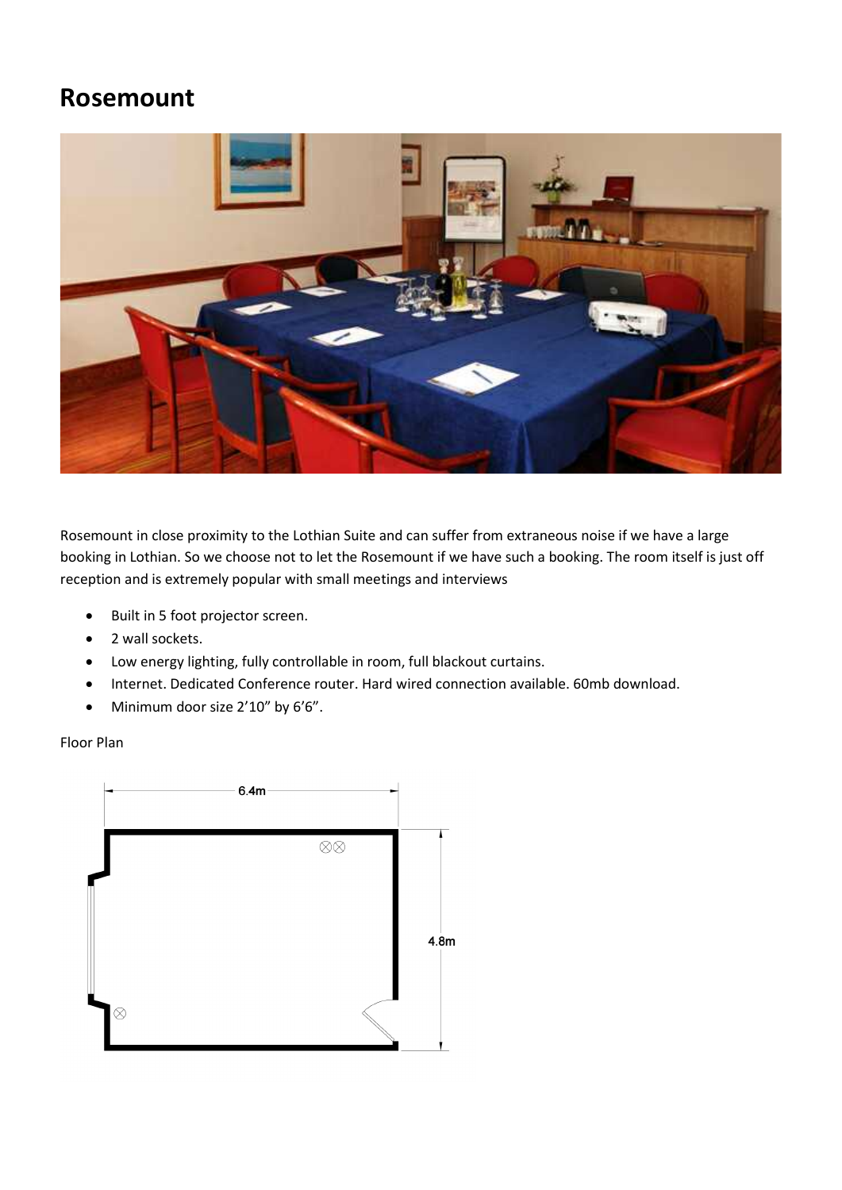# Rosemount

Rosemount in close proximity to the Lothian Suite and can suffer from extraneous noise if we have a large booking in Lothian. So we choose not to let the Rosemount if we have such a booking. The room itself is just off reception and is extremely popular with small meetings and interviews

- Built in 5 foot projector screen.
- 2 wall sockets.
- Low energy lighting, fully controllable in room, full blackout curtains.
- Internet. Dedicated Conference router. Hard wired connection available. 60mb download.
- Minimum door size 2'10" by 6'6".

Floor Plan

6.4m

4.8m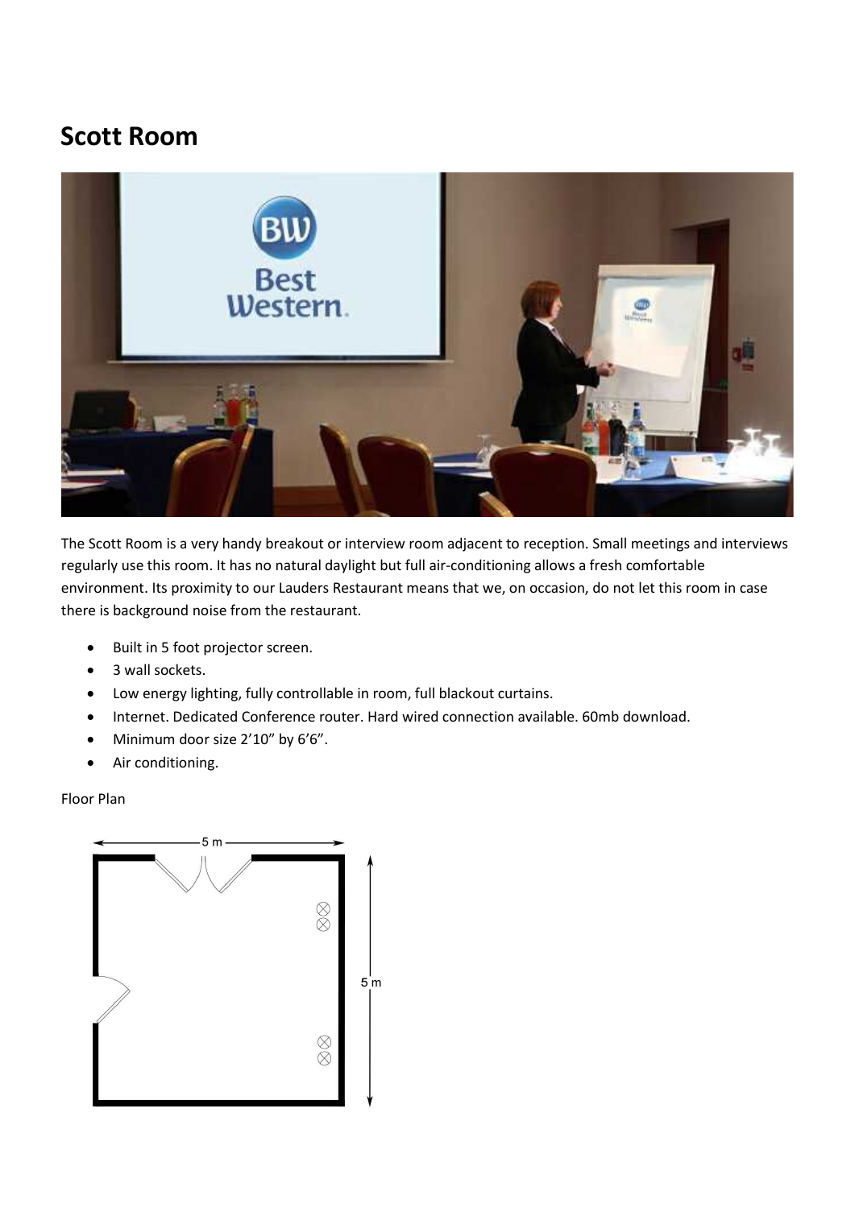# Scott Room

The Scott Room is a very handy breakout or interview room adjacent to reception. Small meetings and interviews regularly use this room. It has no natural daylight but full air-conditioning allows a fresh comfortable environment. Its proximity to our Lauders Restaurant means that we, on occasion, do not let this room in case there is background noise from the restaurant.

- Built in 5 foot projector screen.
- 3 wall sockets.
- Low energy lighting, fully controllable in room, full blackout curtains.
- Internet. Dedicated Conference router. Hard wired connection available. 60mb download.
- Minimum door size 2'10" by 6'6".
- Air conditioning.

Floor Plan

5 m

5 m